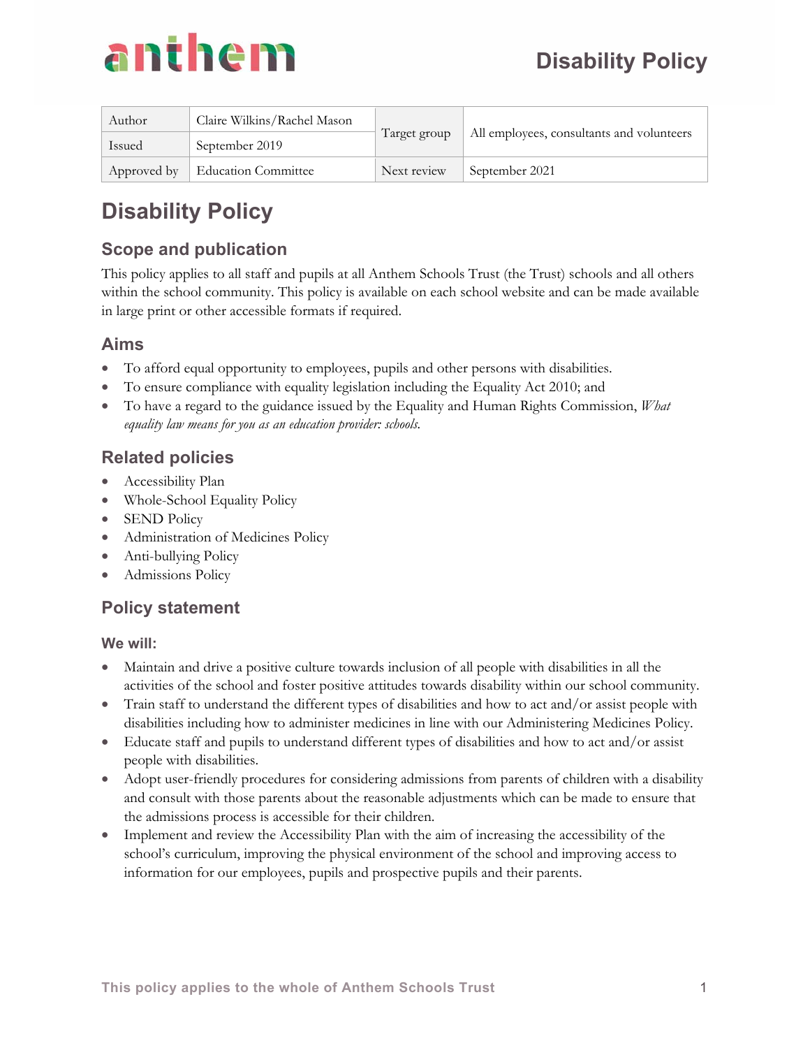| Author | Claire Wilkins/Rachel Mason | Target group | All employees, consultants and volunteers |
|---|---|---|---|
| Issued | September 2019 | | |
| Approved by | Education Committee | Next review | September 2021 |

# Disability Policy

## Scope and publication

This policy applies to all staff and pupils at all Anthem Schools Trust (the Trust) schools and all others within the school community. This policy is available on each school website and can be made available in large print or other accessible formats if required.

## Aims

- To afford equal opportunity to employees, pupils and other persons with disabilities.
- To ensure compliance with equality legislation including the Equality Act 2010; and
- To have a regard to the guidance issued by the Equality and Human Rights Commission, *What equality law means for you as an education provider: schools.*

## Related policies

- Accessibility Plan
- Whole-School Equality Policy
- SEND Policy
- Administration of Medicines Policy
- Anti-bullying Policy
- Admissions Policy

## Policy statement

### We will:

- Maintain and drive a positive culture towards inclusion of all people with disabilities in all the activities of the school and foster positive attitudes towards disability within our school community.
- Train staff to understand the different types of disabilities and how to act and/or assist people with disabilities including how to administer medicines in line with our Administering Medicines Policy.
- Educate staff and pupils to understand different types of disabilities and how to act and/or assist people with disabilities.
- Adopt user-friendly procedures for considering admissions from parents of children with a disability and consult with those parents about the reasonable adjustments which can be made to ensure that the admissions process is accessible for their children.
- Implement and review the Accessibility Plan with the aim of increasing the accessibility of the school's curriculum, improving the physical environment of the school and improving access to information for our employees, pupils and prospective pupils and their parents.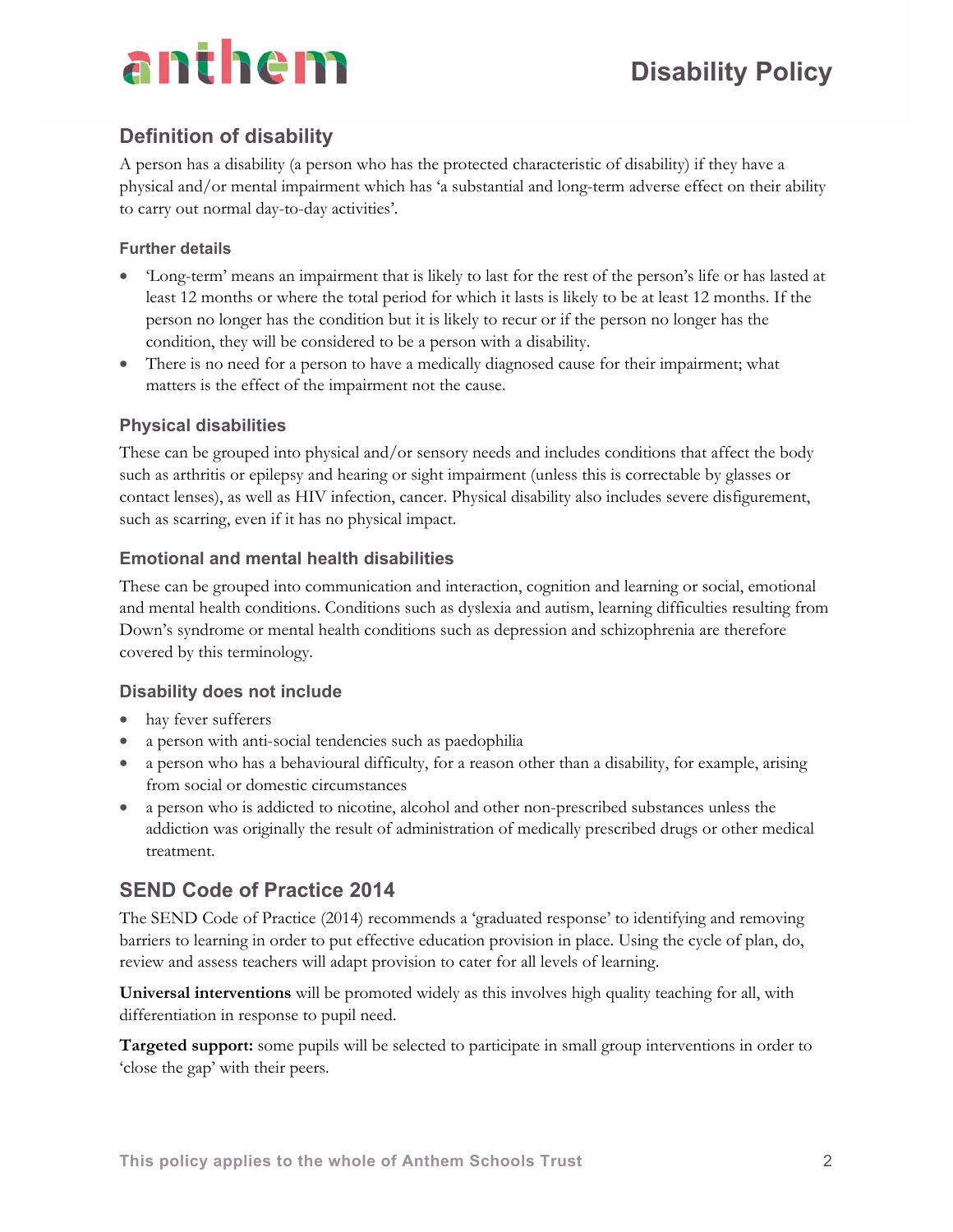## Definition of disability

A person has a disability (a person who has the protected characteristic of disability) if they have a physical and/or mental impairment which has 'a substantial and long-term adverse effect on their ability to carry out normal day-to-day activities'.

### Further details

- 'Long-term' means an impairment that is likely to last for the rest of the person's life or has lasted at least 12 months or where the total period for which it lasts is likely to be at least 12 months. If the person no longer has the condition but it is likely to recur or if the person no longer has the condition, they will be considered to be a person with a disability.
- There is no need for a person to have a medically diagnosed cause for their impairment; what matters is the effect of the impairment not the cause.

### Physical disabilities

These can be grouped into physical and/or sensory needs and includes conditions that affect the body such as arthritis or epilepsy and hearing or sight impairment (unless this is correctable by glasses or contact lenses), as well as HIV infection, cancer. Physical disability also includes severe disfigurement, such as scarring, even if it has no physical impact.

### Emotional and mental health disabilities

These can be grouped into communication and interaction, cognition and learning or social, emotional and mental health conditions. Conditions such as dyslexia and autism, learning difficulties resulting from Down's syndrome or mental health conditions such as depression and schizophrenia are therefore covered by this terminology.

### Disability does not include

- hay fever sufferers
- a person with anti-social tendencies such as paedophilia
- a person who has a behavioural difficulty, for a reason other than a disability, for example, arising from social or domestic circumstances
- a person who is addicted to nicotine, alcohol and other non-prescribed substances unless the addiction was originally the result of administration of medically prescribed drugs or other medical treatment.

## SEND Code of Practice 2014

The SEND Code of Practice (2014) recommends a 'graduated response' to identifying and removing barriers to learning in order to put effective education provision in place. Using the cycle of plan, do, review and assess teachers will adapt provision to cater for all levels of learning.

**Universal interventions** will be promoted widely as this involves high quality teaching for all, with differentiation in response to pupil need.

**Targeted support:** some pupils will be selected to participate in small group interventions in order to 'close the gap' with their peers.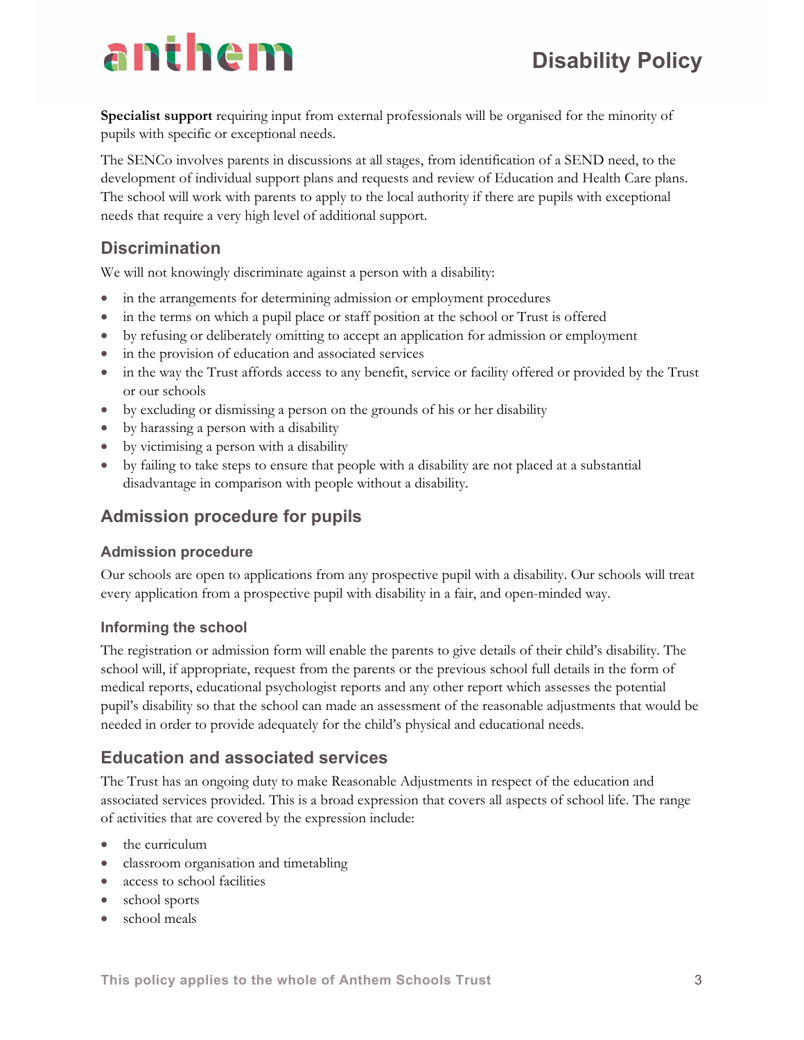**Specialist support** requiring input from external professionals will be organised for the minority of pupils with specific or exceptional needs.

The SENCo involves parents in discussions at all stages, from identification of a SEND need, to the development of individual support plans and requests and review of Education and Health Care plans. The school will work with parents to apply to the local authority if there are pupils with exceptional needs that require a very high level of additional support.

## Discrimination

We will not knowingly discriminate against a person with a disability:

- in the arrangements for determining admission or employment procedures
- in the terms on which a pupil place or staff position at the school or Trust is offered
- by refusing or deliberately omitting to accept an application for admission or employment
- in the provision of education and associated services
- in the way the Trust affords access to any benefit, service or facility offered or provided by the Trust or our schools
- by excluding or dismissing a person on the grounds of his or her disability
- by harassing a person with a disability
- by victimising a person with a disability
- by failing to take steps to ensure that people with a disability are not placed at a substantial disadvantage in comparison with people without a disability.

## Admission procedure for pupils

### Admission procedure

Our schools are open to applications from any prospective pupil with a disability. Our schools will treat every application from a prospective pupil with disability in a fair, and open-minded way.

### Informing the school

The registration or admission form will enable the parents to give details of their child's disability. The school will, if appropriate, request from the parents or the previous school full details in the form of medical reports, educational psychologist reports and any other report which assesses the potential pupil's disability so that the school can made an assessment of the reasonable adjustments that would be needed in order to provide adequately for the child's physical and educational needs.

## Education and associated services

The Trust has an ongoing duty to make Reasonable Adjustments in respect of the education and associated services provided. This is a broad expression that covers all aspects of school life. The range of activities that are covered by the expression include:

- the curriculum
- classroom organisation and timetabling
- access to school facilities
- school sports
- school meals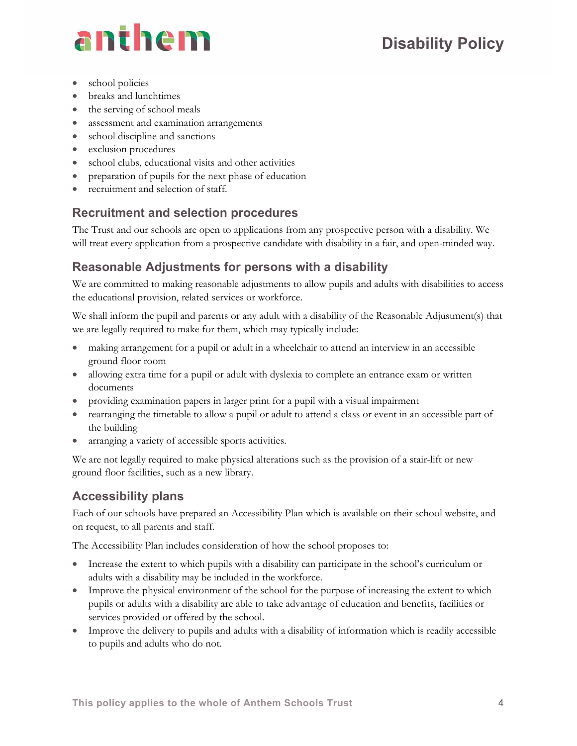- school policies
- breaks and lunchtimes
- the serving of school meals
- assessment and examination arrangements
- school discipline and sanctions
- exclusion procedures
- school clubs, educational visits and other activities
- preparation of pupils for the next phase of education
- recruitment and selection of staff.

## Recruitment and selection procedures

The Trust and our schools are open to applications from any prospective person with a disability. We will treat every application from a prospective candidate with disability in a fair, and open-minded way.

## Reasonable Adjustments for persons with a disability

We are committed to making reasonable adjustments to allow pupils and adults with disabilities to access the educational provision, related services or workforce.

We shall inform the pupil and parents or any adult with a disability of the Reasonable Adjustment(s) that we are legally required to make for them, which may typically include:

- making arrangement for a pupil or adult in a wheelchair to attend an interview in an accessible ground floor room
- allowing extra time for a pupil or adult with dyslexia to complete an entrance exam or written documents
- providing examination papers in larger print for a pupil with a visual impairment
- rearranging the timetable to allow a pupil or adult to attend a class or event in an accessible part of the building
- arranging a variety of accessible sports activities.

We are not legally required to make physical alterations such as the provision of a stair-lift or new ground floor facilities, such as a new library.

## Accessibility plans

Each of our schools have prepared an Accessibility Plan which is available on their school website, and on request, to all parents and staff.

The Accessibility Plan includes consideration of how the school proposes to:

- Increase the extent to which pupils with a disability can participate in the school's curriculum or adults with a disability may be included in the workforce.
- Improve the physical environment of the school for the purpose of increasing the extent to which pupils or adults with a disability are able to take advantage of education and benefits, facilities or services provided or offered by the school.
- Improve the delivery to pupils and adults with a disability of information which is readily accessible to pupils and adults who do not.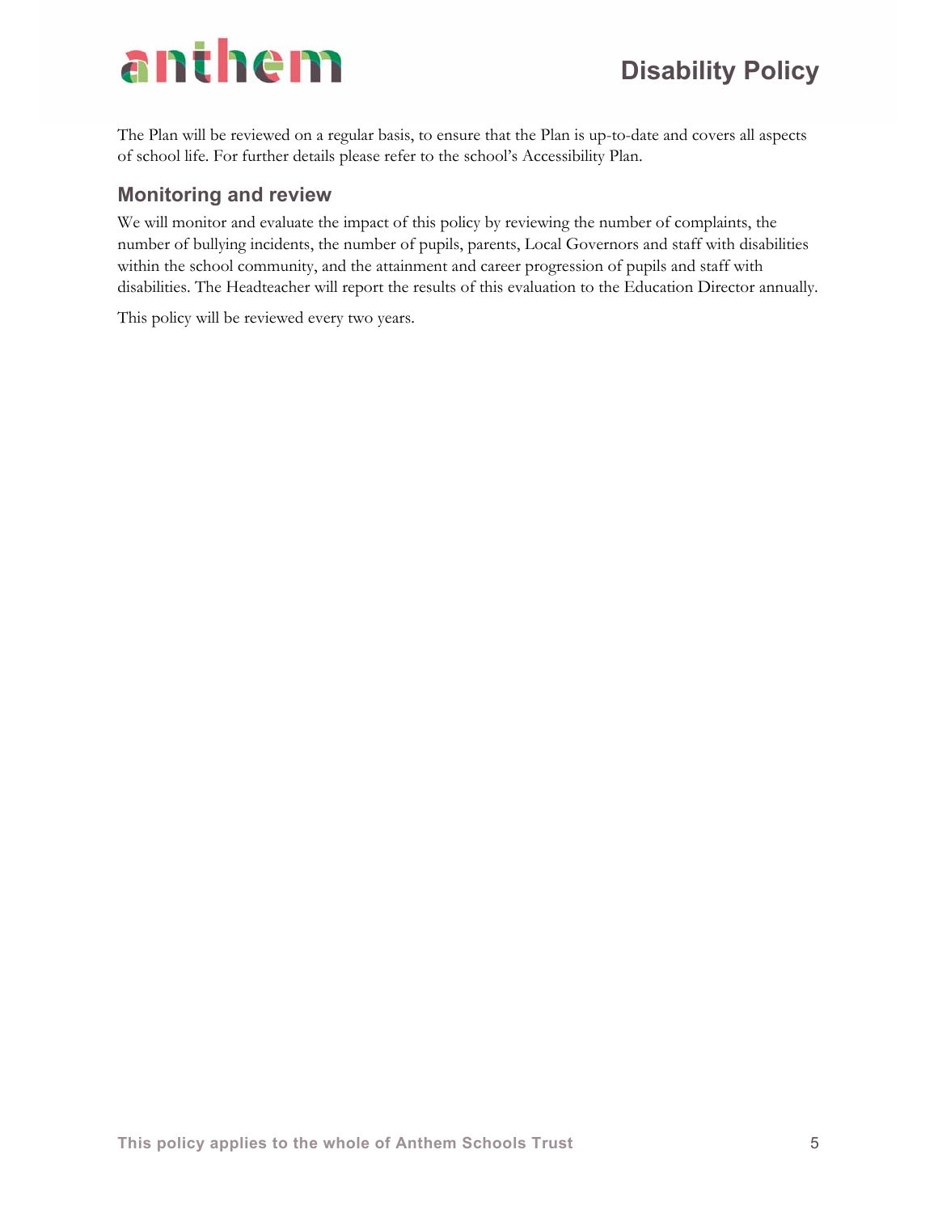The Plan will be reviewed on a regular basis, to ensure that the Plan is up-to-date and covers all aspects of school life. For further details please refer to the school's Accessibility Plan.

## Monitoring and review

We will monitor and evaluate the impact of this policy by reviewing the number of complaints, the number of bullying incidents, the number of pupils, parents, Local Governors and staff with disabilities within the school community, and the attainment and career progression of pupils and staff with disabilities. The Headteacher will report the results of this evaluation to the Education Director annually.

This policy will be reviewed every two years.